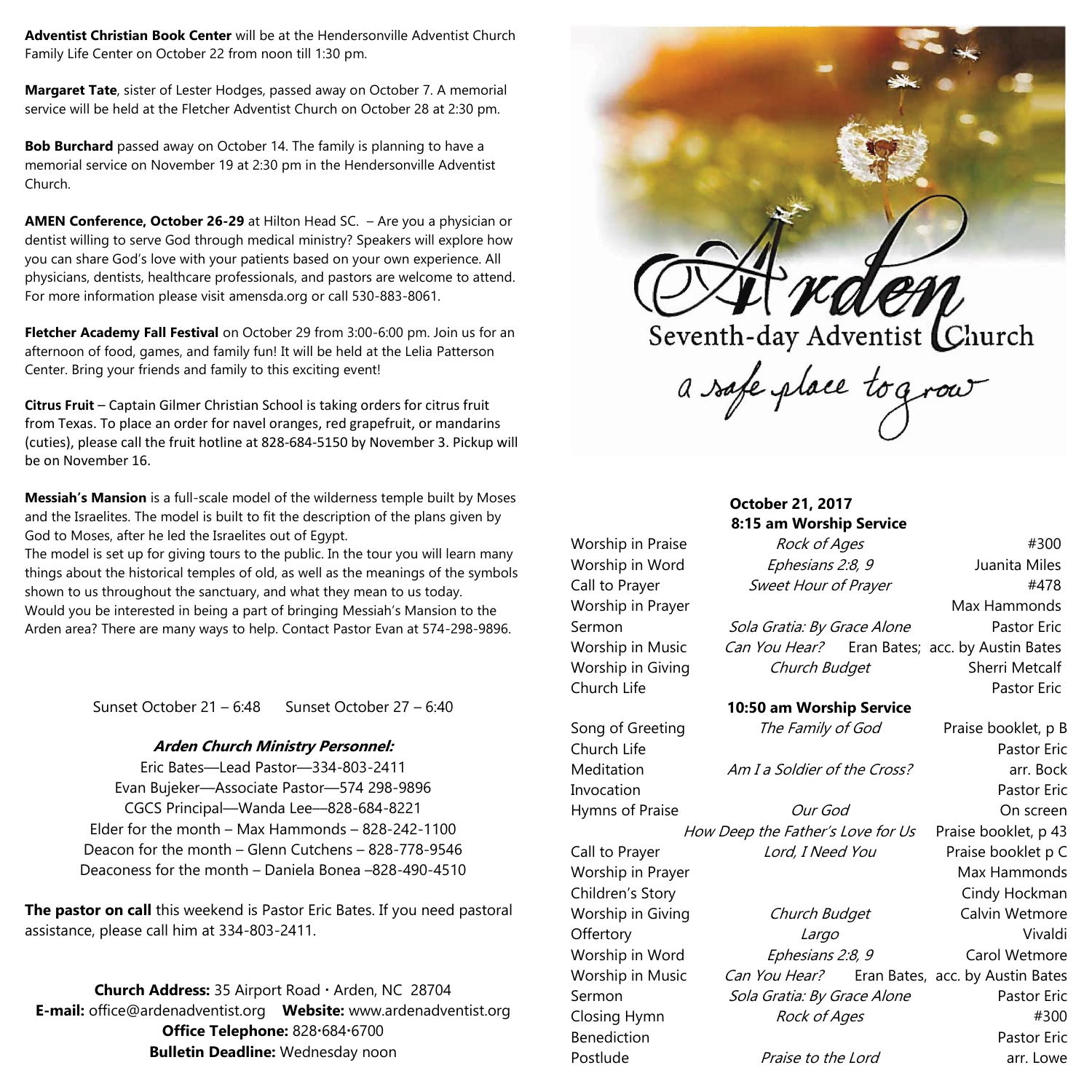**Adventist Christian Book Center** will be at the Hendersonville Adventist Church Family Life Center on October 22 from noon till 1:30 pm.

**Margaret Tate**, sister of Lester Hodges, passed away on October 7. A memorial service will be held at the Fletcher Adventist Church on October 28 at 2:30 pm.

**Bob Burchard** passed away on October 14. The family is planning to have a memorial service on November 19 at 2:30 pm in the Hendersonville Adventist Church.

**AMEN Conference, October 26-29** at Hilton Head SC. – Are you a physician or dentist willing to serve God through medical ministry? Speakers will explore how you can share God's love with your patients based on your own experience. All physicians, dentists, healthcare professionals, and pastors are welcome to attend. For more information please visit amensda.org or call 530-883-8061.

**Fletcher Academy Fall Festival** on October 29 from 3:00-6:00 pm. Join us for an afternoon of food, games, and family fun! It will be held at the Lelia Patterson Center. Bring your friends and family to this exciting event!

**Citrus Fruit** – Captain Gilmer Christian School is taking orders for citrus fruit from Texas. To place an order for navel oranges, red grapefruit, or mandarins (cuties), please call the fruit hotline at 828-684-5150 by November 3. Pickup will be on November 16.

**Messiah's Mansion** is a full-scale model of the wilderness temple built by Moses and the Israelites. The model is built to fit the description of the plans given by God to Moses, after he led the Israelites out of Egypt.
The model is set up for giving tours to the public. In the tour you will learn many things about the historical temples of old, as well as the meanings of the symbols shown to us throughout the sanctuary, and what they mean to us today.
Would you be interested in being a part of bringing Messiah's Mansion to the Arden area? There are many ways to help. Contact Pastor Evan at 574-298-9896.

Sunset October 21 – 6:48 Sunset October 27 – 6:40

### *Arden Church Ministry Personnel:*

Eric Bates—Lead Pastor—334-803-2411
Evan Bujeker—Associate Pastor—574 298-9896
CGCS Principal—Wanda Lee—828-684-8221
Elder for the month – Max Hammonds – 828-242-1100
Deacon for the month – Glenn Cutchens – 828-778-9546
Deaconess for the month – Daniela Bonea –828-490-4510

**The pastor on call** this weekend is Pastor Eric Bates. If you need pastoral assistance, please call him at 334-803-2411.

**Church Address:** 35 Airport Road · Arden, NC 28704
**E-mail:** office@ardenadventist.org **Website:** www.ardenadventist.org
**Office Telephone:** 828·684·6700
**Bulletin Deadline:** Wednesday noon

# Arden Seventh-day Adventist Church

*a safe place to grow*

**October 21, 2017**

**8:15 am Worship Service**

| | | |
|---|---|---|
| Worship in Praise | *Rock of Ages* | #300 |
| Worship in Word | *Ephesians 2:8, 9* | Juanita Miles |
| Call to Prayer | *Sweet Hour of Prayer* | #478 |
| Worship in Prayer | | Max Hammonds |
| Sermon | *Sola Gratia: By Grace Alone* | Pastor Eric |
| Worship in Music | *Can You Hear?* | Eran Bates; acc. by Austin Bates |
| Worship in Giving | *Church Budget* | Sherri Metcalf |
| Church Life | | Pastor Eric |

**10:50 am Worship Service**

| | | |
|---|---|---|
| Song of Greeting | *The Family of God* | Praise booklet, p B |
| Church Life | | Pastor Eric |
| Meditation | *Am I a Soldier of the Cross?* | arr. Bock |
| Invocation | | Pastor Eric |
| Hymns of Praise | *Our God* | On screen |
| | *How Deep the Father's Love for Us* | Praise booklet, p 43 |
| Call to Prayer | *Lord, I Need You* | Praise booklet p C |
| Worship in Prayer | | Max Hammonds |
| Children's Story | | Cindy Hockman |
| Worship in Giving | *Church Budget* | Calvin Wetmore |
| Offertory | *Largo* | Vivaldi |
| Worship in Word | *Ephesians 2:8, 9* | Carol Wetmore |
| Worship in Music | *Can You Hear?* | Eran Bates, acc. by Austin Bates |
| Sermon | *Sola Gratia: By Grace Alone* | Pastor Eric |
| Closing Hymn | *Rock of Ages* | #300 |
| Benediction | | Pastor Eric |
| Postlude | *Praise to the Lord* | arr. Lowe |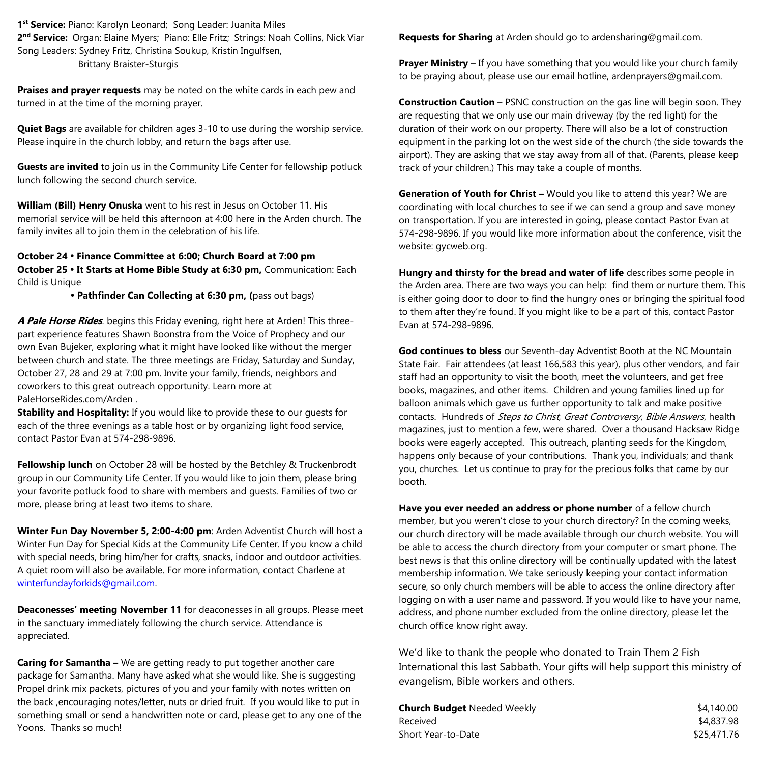**1st Service:** Piano: Karolyn Leonard; Song Leader: Juanita Miles
**2nd Service:** Organ: Elaine Myers; Piano: Elle Fritz; Strings: Noah Collins, Nick Viar
Song Leaders: Sydney Fritz, Christina Soukup, Kristin Ingulfsen, Brittany Braister-Sturgis

**Praises and prayer requests** may be noted on the white cards in each pew and turned in at the time of the morning prayer.

**Quiet Bags** are available for children ages 3-10 to use during the worship service. Please inquire in the church lobby, and return the bags after use.

**Guests are invited** to join us in the Community Life Center for fellowship potluck lunch following the second church service.

**William (Bill) Henry Onuska** went to his rest in Jesus on October 11. His memorial service will be held this afternoon at 4:00 here in the Arden church. The family invites all to join them in the celebration of his life.

**October 24 • Finance Committee at 6:00; Church Board at 7:00 pm**
**October 25 • It Starts at Home Bible Study at 6:30 pm,** Communication: Each Child is Unique
**• Pathfinder Can Collecting at 6:30 pm, (**pass out bags)

***A Pale Horse Rides***. begins this Friday evening, right here at Arden! This three-part experience features Shawn Boonstra from the Voice of Prophecy and our own Evan Bujeker, exploring what it might have looked like without the merger between church and state. The three meetings are Friday, Saturday and Sunday, October 27, 28 and 29 at 7:00 pm. Invite your family, friends, neighbors and coworkers to this great outreach opportunity. Learn more at PaleHorseRides.com/Arden .

**Stability and Hospitality:** If you would like to provide these to our guests for each of the three evenings as a table host or by organizing light food service, contact Pastor Evan at 574-298-9896.

**Fellowship lunch** on October 28 will be hosted by the Betchley & Truckenbrodt group in our Community Life Center. If you would like to join them, please bring your favorite potluck food to share with members and guests. Families of two or more, please bring at least two items to share.

**Winter Fun Day November 5, 2:00-4:00 pm**: Arden Adventist Church will host a Winter Fun Day for Special Kids at the Community Life Center. If you know a child with special needs, bring him/her for crafts, snacks, indoor and outdoor activities. A quiet room will also be available. For more information, contact Charlene at winterfundayforkids@gmail.com.

**Deaconesses' meeting November 11** for deaconesses in all groups. Please meet in the sanctuary immediately following the church service. Attendance is appreciated.

**Caring for Samantha –** We are getting ready to put together another care package for Samantha. Many have asked what she would like. She is suggesting Propel drink mix packets, pictures of you and your family with notes written on the back ,encouraging notes/letter, nuts or dried fruit. If you would like to put in something small or send a handwritten note or card, please get to any one of the Yoons. Thanks so much!

**Requests for Sharing** at Arden should go to ardensharing@gmail.com.

**Prayer Ministry** – If you have something that you would like your church family to be praying about, please use our email hotline, ardenprayers@gmail.com.

**Construction Caution** – PSNC construction on the gas line will begin soon. They are requesting that we only use our main driveway (by the red light) for the duration of their work on our property. There will also be a lot of construction equipment in the parking lot on the west side of the church (the side towards the airport). They are asking that we stay away from all of that. (Parents, please keep track of your children.) This may take a couple of months.

**Generation of Youth for Christ –** Would you like to attend this year? We are coordinating with local churches to see if we can send a group and save money on transportation. If you are interested in going, please contact Pastor Evan at 574-298-9896. If you would like more information about the conference, visit the website: gycweb.org.

**Hungry and thirsty for the bread and water of life** describes some people in the Arden area. There are two ways you can help: find them or nurture them. This is either going door to door to find the hungry ones or bringing the spiritual food to them after they're found. If you might like to be a part of this, contact Pastor Evan at 574-298-9896.

**God continues to bless** our Seventh-day Adventist Booth at the NC Mountain State Fair. Fair attendees (at least 166,583 this year), plus other vendors, and fair staff had an opportunity to visit the booth, meet the volunteers, and get free books, magazines, and other items. Children and young families lined up for balloon animals which gave us further opportunity to talk and make positive contacts. Hundreds of *Steps to Christ*, *Great Controversy*, *Bible Answers*, health magazines, just to mention a few, were shared. Over a thousand Hacksaw Ridge books were eagerly accepted. This outreach, planting seeds for the Kingdom, happens only because of your contributions. Thank you, individuals; and thank you, churches. Let us continue to pray for the precious folks that came by our booth.

**Have you ever needed an address or phone number** of a fellow church member, but you weren't close to your church directory? In the coming weeks, our church directory will be made available through our church website. You will be able to access the church directory from your computer or smart phone. The best news is that this online directory will be continually updated with the latest membership information. We take seriously keeping your contact information secure, so only church members will be able to access the online directory after logging on with a user name and password. If you would like to have your name, address, and phone number excluded from the online directory, please let the church office know right away.

We'd like to thank the people who donated to Train Them 2 Fish International this last Sabbath. Your gifts will help support this ministry of evangelism, Bible workers and others.

| | |
|---|---|
| **Church Budget** Needed Weekly | $4,140.00 |
| Received | $4,837.98 |
| Short Year-to-Date | $25,471.76 |